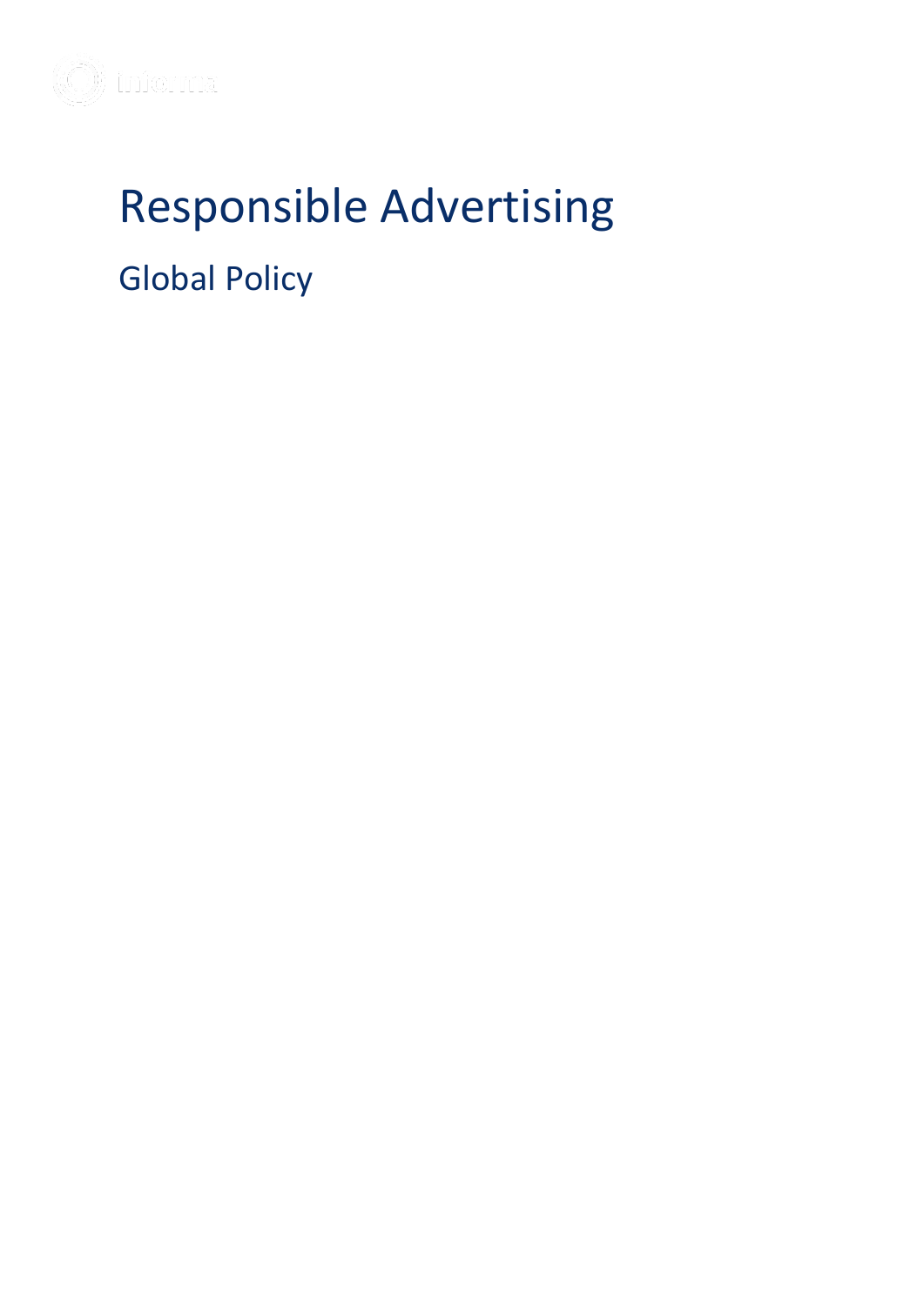# Responsible Advertising

## Global Policy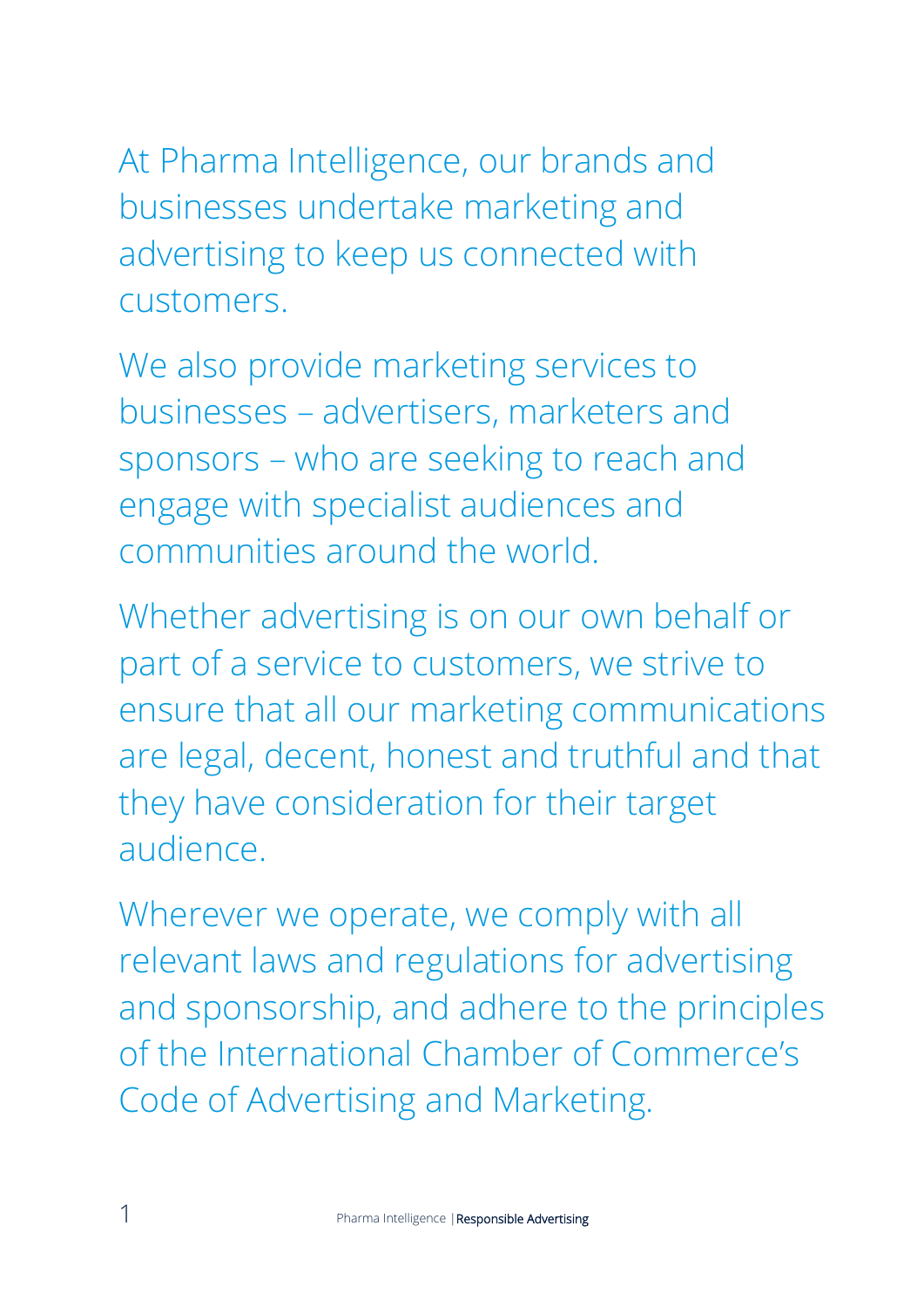At Pharma Intelligence, our brands and businesses undertake marketing and advertising to keep us connected with customers.

We also provide marketing services to businesses – advertisers, marketers and sponsors – who are seeking to reach and engage with specialist audiences and communities around the world.

Whether advertising is on our own behalf or part of a service to customers, we strive to ensure that all our marketing communications are legal, decent, honest and truthful and that they have consideration for their target audience.

Wherever we operate, we comply with all relevant laws and regulations for advertising and sponsorship, and adhere to the principles of the International Chamber of Commerce's Code of Advertising and Marketing.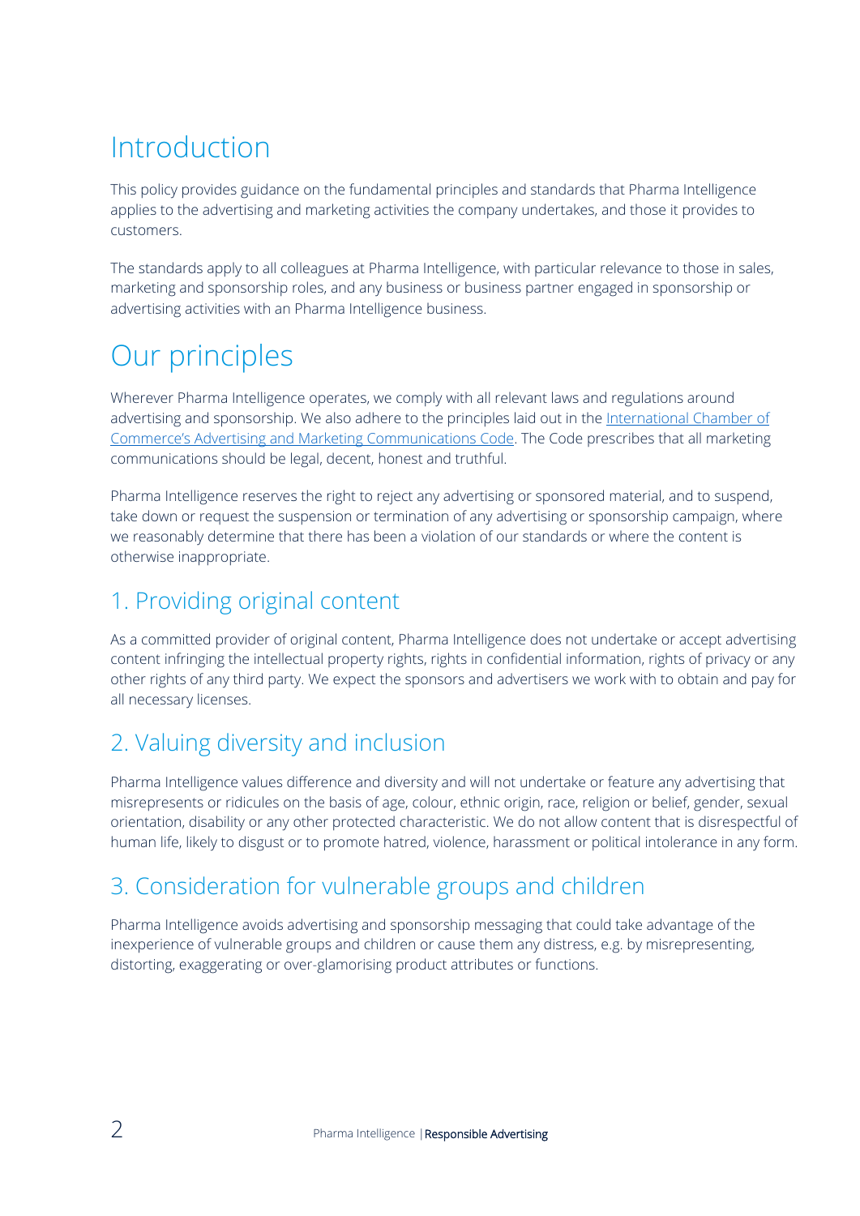# Introduction

This policy provides guidance on the fundamental principles and standards that Pharma Intelligence applies to the advertising and marketing activities the company undertakes, and those it provides to customers.

The standards apply to all colleagues at Pharma Intelligence, with particular relevance to those in sales, marketing and sponsorship roles, and any business or business partner engaged in sponsorship or advertising activities with an Pharma Intelligence business.

# Our principles

Wherever Pharma Intelligence operates, we comply with all relevant laws and regulations around advertising and sponsorship. We also adhere to the principles laid out in the International Chamber of Commerce's Advertising and Marketing Communications Code. The Code prescribes that all marketing communications should be legal, decent, honest and truthful.

Pharma Intelligence reserves the right to reject any advertising or sponsored material, and to suspend, take down or request the suspension or termination of any advertising or sponsorship campaign, where we reasonably determine that there has been a violation of our standards or where the content is otherwise inappropriate.

## 1. Providing original content

As a committed provider of original content, Pharma Intelligence does not undertake or accept advertising content infringing the intellectual property rights, rights in confidential information, rights of privacy or any other rights of any third party. We expect the sponsors and advertisers we work with to obtain and pay for all necessary licenses.

## 2. Valuing diversity and inclusion

Pharma Intelligence values difference and diversity and will not undertake or feature any advertising that misrepresents or ridicules on the basis of age, colour, ethnic origin, race, religion or belief, gender, sexual orientation, disability or any other protected characteristic. We do not allow content that is disrespectful of human life, likely to disgust or to promote hatred, violence, harassment or political intolerance in any form.

## 3. Consideration for vulnerable groups and children

Pharma Intelligence avoids advertising and sponsorship messaging that could take advantage of the inexperience of vulnerable groups and children or cause them any distress, e.g. by misrepresenting, distorting, exaggerating or over-glamorising product attributes or functions.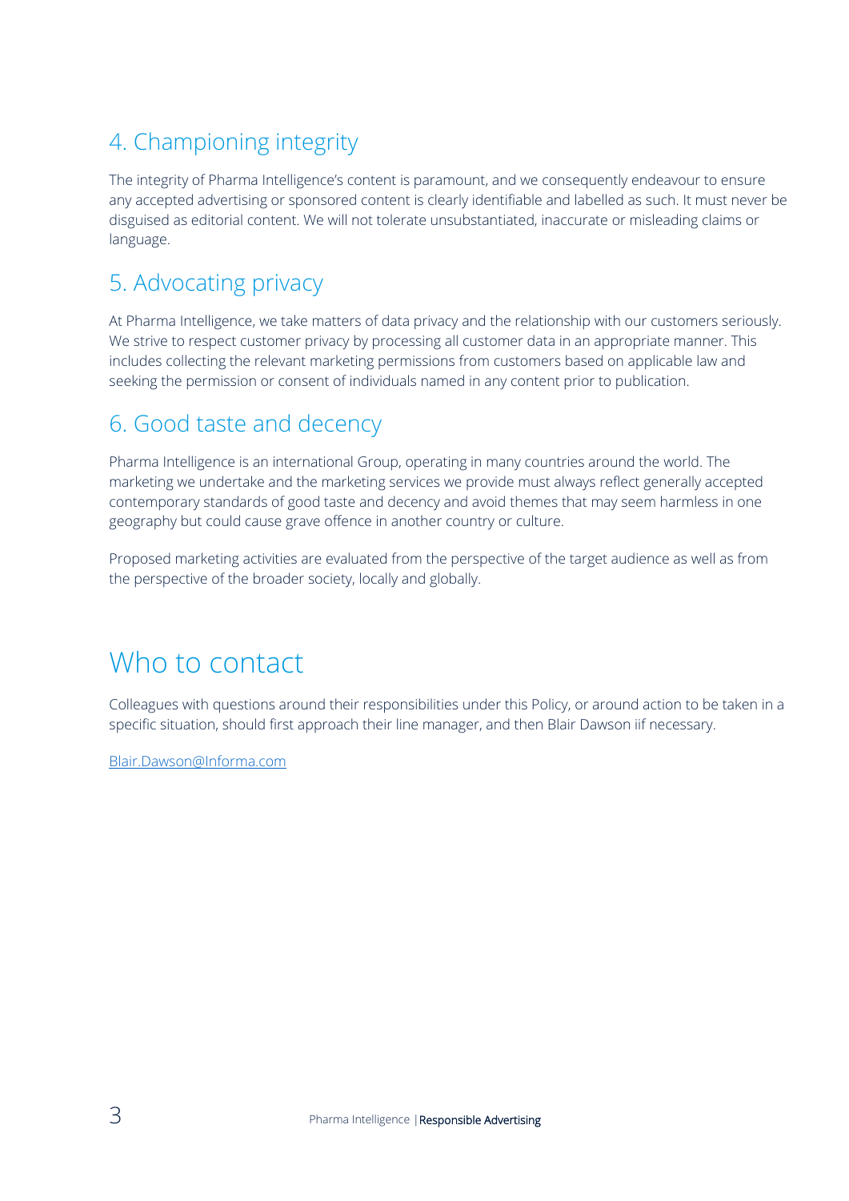## 4. Championing integrity

The integrity of Pharma Intelligence's content is paramount, and we consequently endeavour to ensure any accepted advertising or sponsored content is clearly identifiable and labelled as such. It must never be disguised as editorial content. We will not tolerate unsubstantiated, inaccurate or misleading claims or language.

## 5. Advocating privacy

At Pharma Intelligence, we take matters of data privacy and the relationship with our customers seriously. We strive to respect customer privacy by processing all customer data in an appropriate manner. This includes collecting the relevant marketing permissions from customers based on applicable law and seeking the permission or consent of individuals named in any content prior to publication.

## 6. Good taste and decency

Pharma Intelligence is an international Group, operating in many countries around the world. The marketing we undertake and the marketing services we provide must always reflect generally accepted contemporary standards of good taste and decency and avoid themes that may seem harmless in one geography but could cause grave offence in another country or culture.

Proposed marketing activities are evaluated from the perspective of the target audience as well as from the perspective of the broader society, locally and globally.

# Who to contact

Colleagues with questions around their responsibilities under this Policy, or around action to be taken in a specific situation, should first approach their line manager, and then Blair Dawson iif necessary.

Blair.Dawson@Informa.com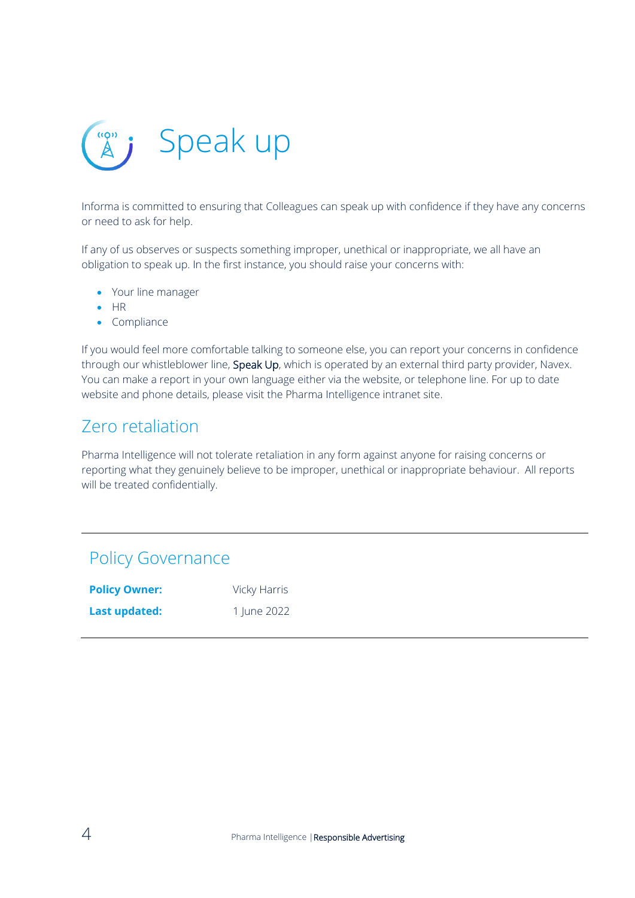# Speak up

Informa is committed to ensuring that Colleagues can speak up with confidence if they have any concerns or need to ask for help.

If any of us observes or suspects something improper, unethical or inappropriate, we all have an obligation to speak up. In the first instance, you should raise your concerns with:

- Your line manager
- HR
- Compliance

If you would feel more comfortable talking to someone else, you can report your concerns in confidence through our whistleblower line, Speak Up, which is operated by an external third party provider, Navex. You can make a report in your own language either via the website, or telephone line. For up to date website and phone details, please visit the Pharma Intelligence intranet site.

## Zero retaliation

Pharma Intelligence will not tolerate retaliation in any form against anyone for raising concerns or reporting what they genuinely believe to be improper, unethical or inappropriate behaviour. All reports will be treated confidentially.

## Policy Governance

| | |
|---|---|
| **Policy Owner:** | Vicky Harris |
| **Last updated:** | 1 June 2022 |